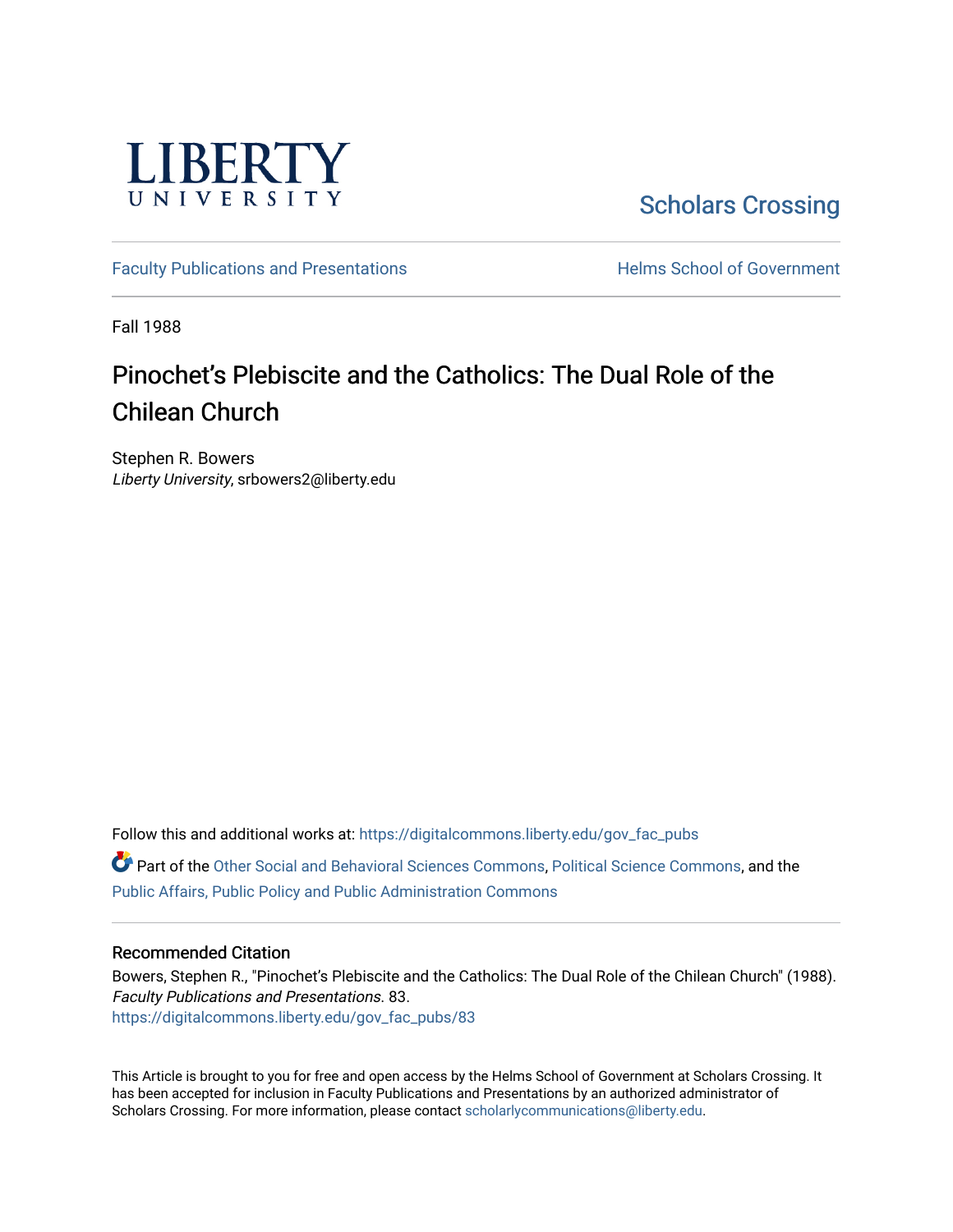LIBERTY UNIVERSITY

Scholars Crossing

Faculty Publications and Presentations

Helms School of Government

Fall 1988

# Pinochet's Plebiscite and the Catholics: The Dual Role of the Chilean Church

Stephen R. Bowers
*Liberty University*, srbowers2@liberty.edu

Follow this and additional works at: https://digitalcommons.liberty.edu/gov_fac_pubs

Part of the Other Social and Behavioral Sciences Commons, Political Science Commons, and the Public Affairs, Public Policy and Public Administration Commons

## Recommended Citation

Bowers, Stephen R., "Pinochet's Plebiscite and the Catholics: The Dual Role of the Chilean Church" (1988). *Faculty Publications and Presentations*. 83.
https://digitalcommons.liberty.edu/gov_fac_pubs/83

This Article is brought to you for free and open access by the Helms School of Government at Scholars Crossing. It has been accepted for inclusion in Faculty Publications and Presentations by an authorized administrator of Scholars Crossing. For more information, please contact scholarlycommunications@liberty.edu.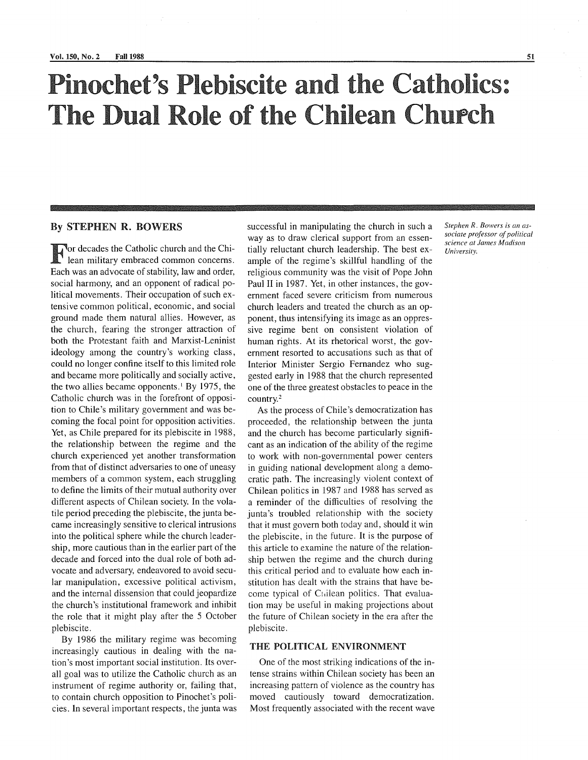# Pinochet's Plebiscite and the Catholics: The Dual Role of the Chilean Church

By STEPHEN R. BOWERS

*Stephen R. Bowers is an associate professor of political science at James Madison University.*

For decades the Catholic church and the Chilean military embraced common concerns. Each was an advocate of stability, law and order, social harmony, and an opponent of radical political movements. Their occupation of such extensive common political, economic, and social ground made them natural allies. However, as the church, fearing the stronger attraction of both the Protestant faith and Marxist-Leninist ideology among the country's working class, could no longer confine itself to this limited role and became more politically and socially active, the two allies became opponents.[1] By 1975, the Catholic church was in the forefront of opposition to Chile's military government and was becoming the focal point for opposition activities. Yet, as Chile prepared for its plebiscite in 1988, the relationship between the regime and the church experienced yet another transformation from that of distinct adversaries to one of uneasy members of a common system, each struggling to define the limits of their mutual authority over different aspects of Chilean society. In the volatile period preceding the plebiscite, the junta became increasingly sensitive to clerical intrusions into the political sphere while the church leadership, more cautious than in the earlier part of the decade and forced into the dual role of both advocate and adversary, endeavored to avoid secular manipulation, excessive political activism, and the internal dissension that could jeopardize the church's institutional framework and inhibit the role that it might play after the 5 October plebiscite.

By 1986 the military regime was becoming increasingly cautious in dealing with the nation's most important social institution. Its overall goal was to utilize the Catholic church as an instrument of regime authority or, failing that, to contain church opposition to Pinochet's policies. In several important respects, the junta was successful in manipulating the church in such a way as to draw clerical support from an essentially reluctant church leadership. The best example of the regime's skillful handling of the religious community was the visit of Pope John Paul II in 1987. Yet, in other instances, the government faced severe criticism from numerous church leaders and treated the church as an opponent, thus intensifying its image as an oppressive regime bent on consistent violation of human rights. At its rhetorical worst, the government resorted to accusations such as that of Interior Minister Sergio Fernandez who suggested early in 1988 that the church represented one of the three greatest obstacles to peace in the country.[2]

As the process of Chile's democratization has proceeded, the relationship between the junta and the church has become particularly significant as an indication of the ability of the regime to work with non-governmental power centers in guiding national development along a democratic path. The increasingly violent context of Chilean politics in 1987 and 1988 has served as a reminder of the difficulties of resolving the junta's troubled relationship with the society that it must govern both today and, should it win the plebiscite, in the future. It is the purpose of this article to examine the nature of the relationship betwen the regime and the church during this critical period and to evaluate how each institution has dealt with the strains that have become typical of Chilean politics. That evaluation may be useful in making projections about the future of Chilean society in the era after the plebiscite.

## THE POLITICAL ENVIRONMENT

One of the most striking indications of the intense strains within Chilean society has been an increasing pattern of violence as the country has moved cautiously toward democratization. Most frequently associated with the recent wave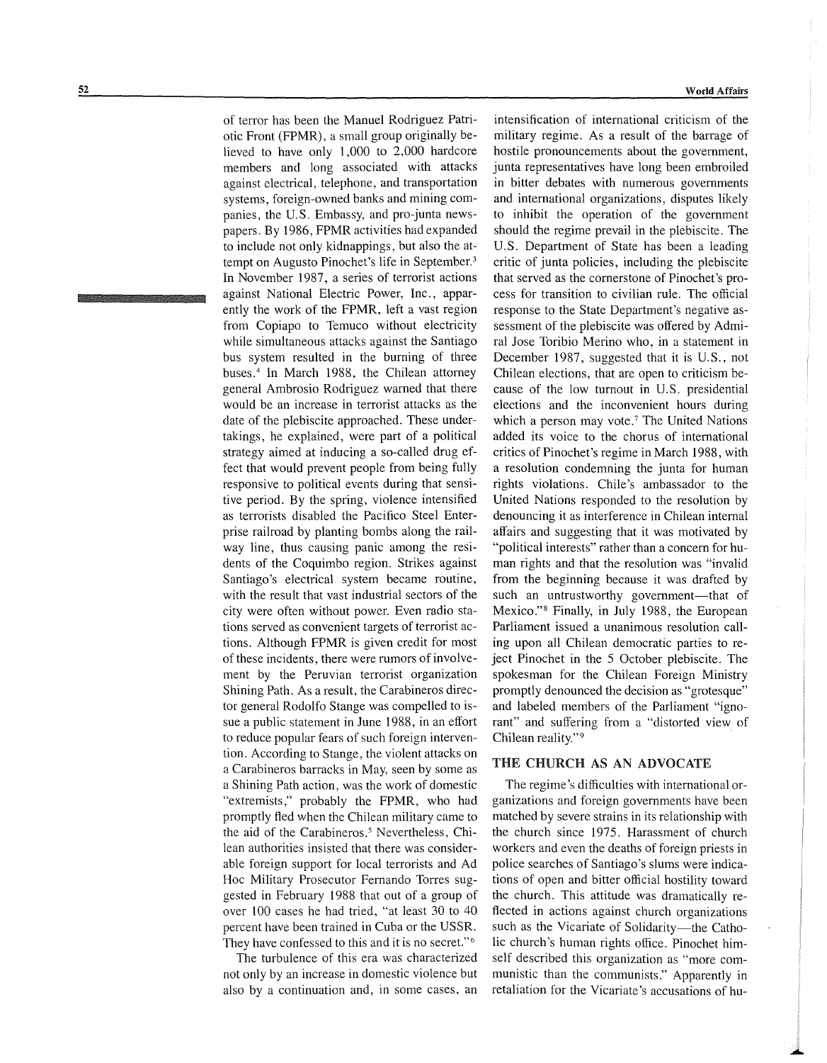of terror has been the Manuel Rodriguez Patriotic Front (FPMR), a small group originally believed to have only 1,000 to 2,000 hardcore members and long associated with attacks against electrical, telephone, and transportation systems, foreign-owned banks and mining companies, the U.S. Embassy, and pro-junta newspapers. By 1986, FPMR activities had expanded to include not only kidnappings, but also the attempt on Augusto Pinochet's life in September.[3] In November 1987, a series of terrorist actions against National Electric Power, Inc., apparently the work of the FPMR, left a vast region from Copiapo to Temuco without electricity while simultaneous attacks against the Santiago bus system resulted in the burning of three buses.[4] In March 1988, the Chilean attorney general Ambrosio Rodriguez warned that there would be an increase in terrorist attacks as the date of the plebiscite approached. These undertakings, he explained, were part of a political strategy aimed at inducing a so-called drug effect that would prevent people from being fully responsive to political events during that sensitive period. By the spring, violence intensified as terrorists disabled the Pacifico Steel Enterprise railroad by planting bombs along the railway line, thus causing panic among the residents of the Coquimbo region. Strikes against Santiago's electrical system became routine, with the result that vast industrial sectors of the city were often without power. Even radio stations served as convenient targets of terrorist actions. Although FPMR is given credit for most of these incidents, there were rumors of involvement by the Peruvian terrorist organization Shining Path. As a result, the Carabineros director general Rodolfo Stange was compelled to issue a public statement in June 1988, in an effort to reduce popular fears of such foreign intervention. According to Stange, the violent attacks on a Carabineros barracks in May, seen by some as a Shining Path action, was the work of domestic "extremists," probably the FPMR, who had promptly fled when the Chilean military came to the aid of the Carabineros.[5] Nevertheless, Chilean authorities insisted that there was considerable foreign support for local terrorists and Ad Hoc Military Prosecutor Fernando Torres suggested in February 1988 that out of a group of over 100 cases he had tried, "at least 30 to 40 percent have been trained in Cuba or the USSR. They have confessed to this and it is no secret."[6]

The turbulence of this era was characterized not only by an increase in domestic violence but also by a continuation and, in some cases, an intensification of international criticism of the military regime. As a result of the barrage of hostile pronouncements about the government, junta representatives have long been embroiled in bitter debates with numerous governments and international organizations, disputes likely to inhibit the operation of the government should the regime prevail in the plebiscite. The U.S. Department of State has been a leading critic of junta policies, including the plebiscite that served as the cornerstone of Pinochet's process for transition to civilian rule. The official response to the State Department's negative assessment of the plebiscite was offered by Admiral Jose Toribio Merino who, in a statement in December 1987, suggested that it is U.S., not Chilean elections, that are open to criticism because of the low turnout in U.S. presidential elections and the inconvenient hours during which a person may vote.[7] The United Nations added its voice to the chorus of international critics of Pinochet's regime in March 1988, with a resolution condemning the junta for human rights violations. Chile's ambassador to the United Nations responded to the resolution by denouncing it as interference in Chilean internal affairs and suggesting that it was motivated by "political interests" rather than a concern for human rights and that the resolution was "invalid from the beginning because it was drafted by such an untrustworthy government—that of Mexico."[8] Finally, in July 1988, the European Parliament issued a unanimous resolution calling upon all Chilean democratic parties to reject Pinochet in the 5 October plebiscite. The spokesman for the Chilean Foreign Ministry promptly denounced the decision as "grotesque" and labeled members of the Parliament "ignorant" and suffering from a "distorted view of Chilean reality."[9]

## THE CHURCH AS AN ADVOCATE

The regime's difficulties with international organizations and foreign governments have been matched by severe strains in its relationship with the church since 1975. Harassment of church workers and even the deaths of foreign priests in police searches of Santiago's slums were indications of open and bitter official hostility toward the church. This attitude was dramatically reflected in actions against church organizations such as the Vicariate of Solidarity—the Catholic church's human rights office. Pinochet himself described this organization as "more communistic than the communists." Apparently in retaliation for the Vicariate's accusations of hu-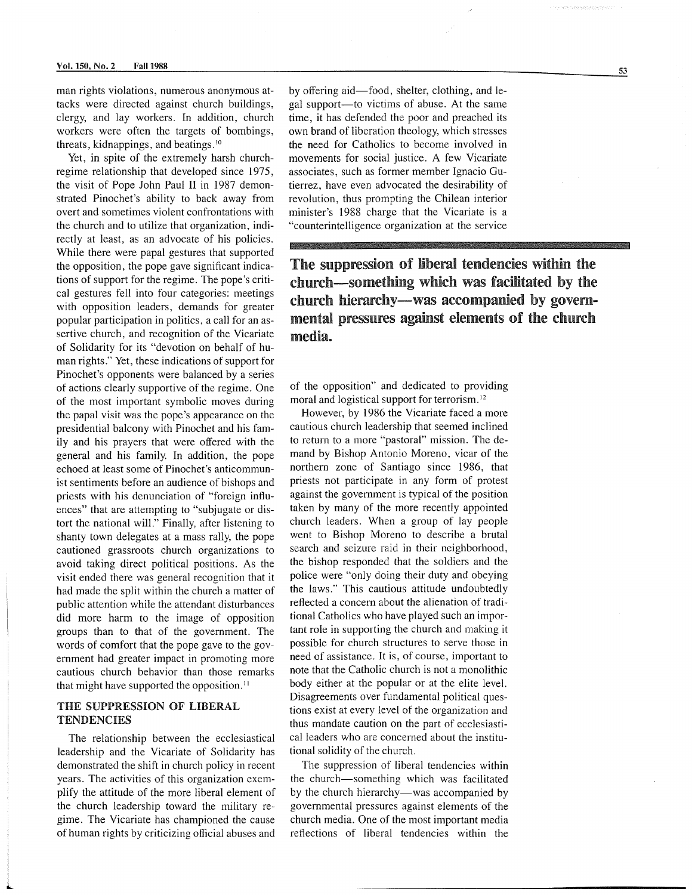man rights violations, numerous anonymous attacks were directed against church buildings, clergy, and lay workers. In addition, church workers were often the targets of bombings, threats, kidnappings, and beatings.[10]

Yet, in spite of the extremely harsh church-regime relationship that developed since 1975, the visit of Pope John Paul II in 1987 demonstrated Pinochet's ability to back away from overt and sometimes violent confrontations with the church and to utilize that organization, indirectly at least, as an advocate of his policies. While there were papal gestures that supported the opposition, the pope gave significant indications of support for the regime. The pope's critical gestures fell into four categories: meetings with opposition leaders, demands for greater popular participation in politics, a call for an assertive church, and recognition of the Vicariate of Solidarity for its "devotion on behalf of human rights." Yet, these indications of support for Pinochet's opponents were balanced by a series of actions clearly supportive of the regime. One of the most important symbolic moves during the papal visit was the pope's appearance on the presidential balcony with Pinochet and his family and his prayers that were offered with the general and his family. In addition, the pope echoed at least some of Pinochet's anticommunist sentiments before an audience of bishops and priests with his denunciation of "foreign influences" that are attempting to "subjugate or distort the national will." Finally, after listening to shanty town delegates at a mass rally, the pope cautioned grassroots church organizations to avoid taking direct political positions. As the visit ended there was general recognition that it had made the split within the church a matter of public attention while the attendant disturbances did more harm to the image of opposition groups than to that of the government. The words of comfort that the pope gave to the government had greater impact in promoting more cautious church behavior than those remarks that might have supported the opposition.[11]

## THE SUPPRESSION OF LIBERAL TENDENCIES

The relationship between the ecclesiastical leadership and the Vicariate of Solidarity has demonstrated the shift in church policy in recent years. The activities of this organization exemplify the attitude of the more liberal element of the church leadership toward the military regime. The Vicariate has championed the cause of human rights by criticizing official abuses and by offering aid—food, shelter, clothing, and legal support—to victims of abuse. At the same time, it has defended the poor and preached its own brand of liberation theology, which stresses the need for Catholics to become involved in movements for social justice. A few Vicariate associates, such as former member Ignacio Gutierrez, have even advocated the desirability of revolution, thus prompting the Chilean interior minister's 1988 charge that the Vicariate is a "counterintelligence organization at the service of the opposition" and dedicated to providing moral and logistical support for terrorism.[12]

**The suppression of liberal tendencies within the church—something which was facilitated by the church hierarchy—was accompanied by governmental pressures against elements of the church media.**

However, by 1986 the Vicariate faced a more cautious church leadership that seemed inclined to return to a more "pastoral" mission. The demand by Bishop Antonio Moreno, vicar of the northern zone of Santiago since 1986, that priests not participate in any form of protest against the government is typical of the position taken by many of the more recently appointed church leaders. When a group of lay people went to Bishop Moreno to describe a brutal search and seizure raid in their neighborhood, the bishop responded that the soldiers and the police were "only doing their duty and obeying the laws." This cautious attitude undoubtedly reflected a concern about the alienation of traditional Catholics who have played such an important role in supporting the church and making it possible for church structures to serve those in need of assistance. It is, of course, important to note that the Catholic church is not a monolithic body either at the popular or at the elite level. Disagreements over fundamental political questions exist at every level of the organization and thus mandate caution on the part of ecclesiastical leaders who are concerned about the institutional solidity of the church.

The suppression of liberal tendencies within the church—something which was facilitated by the church hierarchy—was accompanied by governmental pressures against elements of the church media. One of the most important media reflections of liberal tendencies within the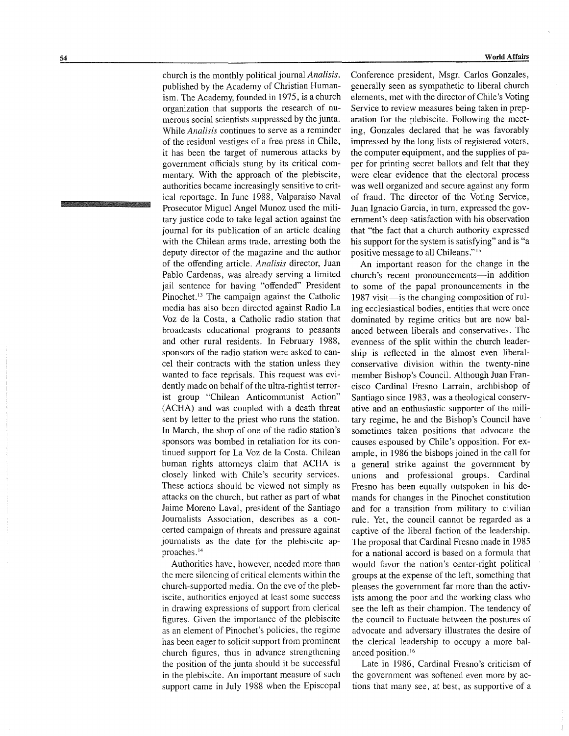church is the monthly political journal *Analisis*, published by the Academy of Christian Humanism. The Academy, founded in 1975, is a church organization that supports the research of numerous social scientists suppressed by the junta. While *Analisis* continues to serve as a reminder of the residual vestiges of a free press in Chile, it has been the target of numerous attacks by government officials stung by its critical commentary. With the approach of the plebiscite, authorities became increasingly sensitive to critical reportage. In June 1988, Valparaiso Naval Prosecutor Miguel Angel Munoz used the military justice code to take legal action against the journal for its publication of an article dealing with the Chilean arms trade, arresting both the deputy director of the magazine and the author of the offending article. *Analisis* director, Juan Pablo Cardenas, was already serving a limited jail sentence for having "offended" President Pinochet.[13] The campaign against the Catholic media has also been directed against Radio La Voz de la Costa, a Catholic radio station that broadcasts educational programs to peasants and other rural residents. In February 1988, sponsors of the radio station were asked to cancel their contracts with the station unless they wanted to face reprisals. This request was evidently made on behalf of the ultra-rightist terrorist group "Chilean Anticommunist Action" (ACHA) and was coupled with a death threat sent by letter to the priest who runs the station. In March, the shop of one of the radio station's sponsors was bombed in retaliation for its continued support for La Voz de la Costa. Chilean human rights attorneys claim that ACHA is closely linked with Chile's security services. These actions should be viewed not simply as attacks on the church, but rather as part of what Jaime Moreno Laval, president of the Santiago Journalists Association, describes as a concerted campaign of threats and pressure against journalists as the date for the plebiscite approaches.[14]

Authorities have, however, needed more than the mere silencing of critical elements within the church-supported media. On the eve of the plebiscite, authorities enjoyed at least some success in drawing expressions of support from clerical figures. Given the importance of the plebiscite as an element of Pinochet's policies, the regime has been eager to solicit support from prominent church figures, thus in advance strengthening the position of the junta should it be successful in the plebiscite. An important measure of such support came in July 1988 when the Episcopal Conference president, Msgr. Carlos Gonzales, generally seen as sympathetic to liberal church elements, met with the director of Chile's Voting Service to review measures being taken in preparation for the plebiscite. Following the meeting, Gonzales declared that he was favorably impressed by the long lists of registered voters, the computer equipment, and the supplies of paper for printing secret ballots and felt that they were clear evidence that the electoral process was well organized and secure against any form of fraud. The director of the Voting Service, Juan Ignacio Garcia, in turn, expressed the government's deep satisfaction with his observation that "the fact that a church authority expressed his support for the system is satisfying" and is "a positive message to all Chileans."[15]

An important reason for the change in the church's recent pronouncements—in addition to some of the papal pronouncements in the 1987 visit—is the changing composition of ruling ecclesiastical bodies, entities that were once dominated by regime critics but are now balanced between liberals and conservatives. The evenness of the split within the church leadership is reflected in the almost even liberal-conservative division within the twenty-nine member Bishop's Council. Although Juan Francisco Cardinal Fresno Larrain, archbishop of Santiago since 1983, was a theological conservative and an enthusiastic supporter of the military regime, he and the Bishop's Council have sometimes taken positions that advocate the causes espoused by Chile's opposition. For example, in 1986 the bishops joined in the call for a general strike against the government by unions and professional groups. Cardinal Fresno has been equally outspoken in his demands for changes in the Pinochet constitution and for a transition from military to civilian rule. Yet, the council cannot be regarded as a captive of the liberal faction of the leadership. The proposal that Cardinal Fresno made in 1985 for a national accord is based on a formula that would favor the nation's center-right political groups at the expense of the left, something that pleases the government far more than the activists among the poor and the working class who see the left as their champion. The tendency of the council to fluctuate between the postures of advocate and adversary illustrates the desire of the clerical leadership to occupy a more balanced position.[16]

Late in 1986, Cardinal Fresno's criticism of the government was softened even more by actions that many see, at best, as supportive of a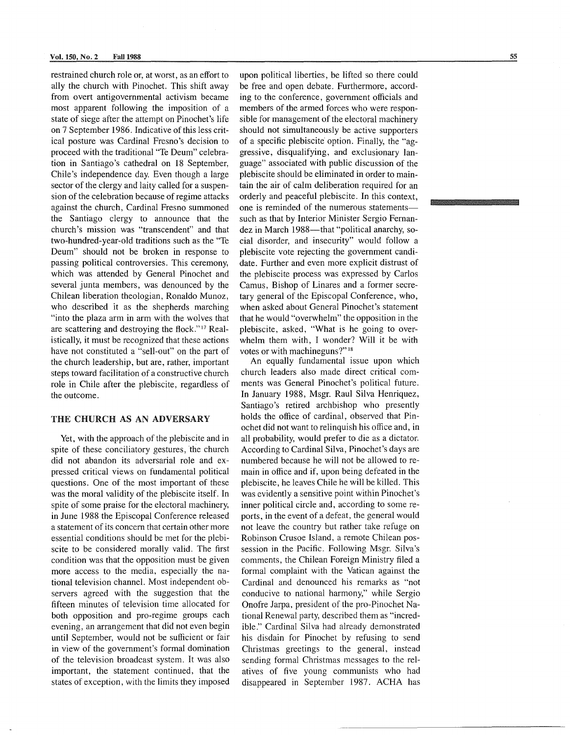restrained church role or, at worst, as an effort to ally the church with Pinochet. This shift away from overt antigovernmental activism became most apparent following the imposition of a state of siege after the attempt on Pinochet's life on 7 September 1986. Indicative of this less critical posture was Cardinal Fresno's decision to proceed with the traditional "Te Deum" celebration in Santiago's cathedral on 18 September, Chile's independence day. Even though a large sector of the clergy and laity called for a suspension of the celebration because of regime attacks against the church, Cardinal Fresno summoned the Santiago clergy to announce that the church's mission was "transcendent" and that two-hundred-year-old traditions such as the "Te Deum" should not be broken in response to passing political controversies. This ceremony, which was attended by General Pinochet and several junta members, was denounced by the Chilean liberation theologian, Ronaldo Munoz, who described it as the shepherds marching "into the plaza arm in arm with the wolves that are scattering and destroying the flock."[17] Realistically, it must be recognized that these actions have not constituted a "sell-out" on the part of the church leadership, but are, rather, important steps toward facilitation of a constructive church role in Chile after the plebiscite, regardless of the outcome.

## THE CHURCH AS AN ADVERSARY

Yet, with the approach of the plebiscite and in spite of these conciliatory gestures, the church did not abandon its adversarial role and expressed critical views on fundamental political questions. One of the most important of these was the moral validity of the plebiscite itself. In spite of some praise for the electoral machinery, in June 1988 the Episcopal Conference released a statement of its concern that certain other more essential conditions should be met for the plebiscite to be considered morally valid. The first condition was that the opposition must be given more access to the media, especially the national television channel. Most independent observers agreed with the suggestion that the fifteen minutes of television time allocated for both opposition and pro-regime groups each evening, an arrangement that did not even begin until September, would not be sufficient or fair in view of the government's formal domination of the television broadcast system. It was also important, the statement continued, that the states of exception, with the limits they imposed upon political liberties, be lifted so there could be free and open debate. Furthermore, according to the conference, government officials and members of the armed forces who were responsible for management of the electoral machinery should not simultaneously be active supporters of a specific plebiscite option. Finally, the "aggressive, disqualifying, and exclusionary language" associated with public discussion of the plebiscite should be eliminated in order to maintain the air of calm deliberation required for an orderly and peaceful plebiscite. In this context, one is reminded of the numerous statements—such as that by Interior Minister Sergio Fernandez in March 1988—that "political anarchy, social disorder, and insecurity" would follow a plebiscite vote rejecting the government candidate. Further and even more explicit distrust of the plebiscite process was expressed by Carlos Camus, Bishop of Linares and a former secretary general of the Episcopal Conference, who, when asked about General Pinochet's statement that he would "overwhelm" the opposition in the plebiscite, asked, "What is he going to overwhelm them with, I wonder? Will it be with votes or with machineguns?"[18]

An equally fundamental issue upon which church leaders also made direct critical comments was General Pinochet's political future. In January 1988, Msgr. Raul Silva Henriquez, Santiago's retired archbishop who presently holds the office of cardinal, observed that Pinochet did not want to relinquish his office and, in all probability, would prefer to die as a dictator. According to Cardinal Silva, Pinochet's days are numbered because he will not be allowed to remain in office and if, upon being defeated in the plebiscite, he leaves Chile he will be killed. This was evidently a sensitive point within Pinochet's inner political circle and, according to some reports, in the event of a defeat, the general would not leave the country but rather take refuge on Robinson Crusoe Island, a remote Chilean possession in the Pacific. Following Msgr. Silva's comments, the Chilean Foreign Ministry filed a formal complaint with the Vatican against the Cardinal and denounced his remarks as "not conducive to national harmony," while Sergio Onofre Jarpa, president of the pro-Pinochet National Renewal party, described them as "incredible." Cardinal Silva had already demonstrated his disdain for Pinochet by refusing to send Christmas greetings to the general, instead sending formal Christmas messages to the relatives of five young communists who had disappeared in September 1987. ACHA has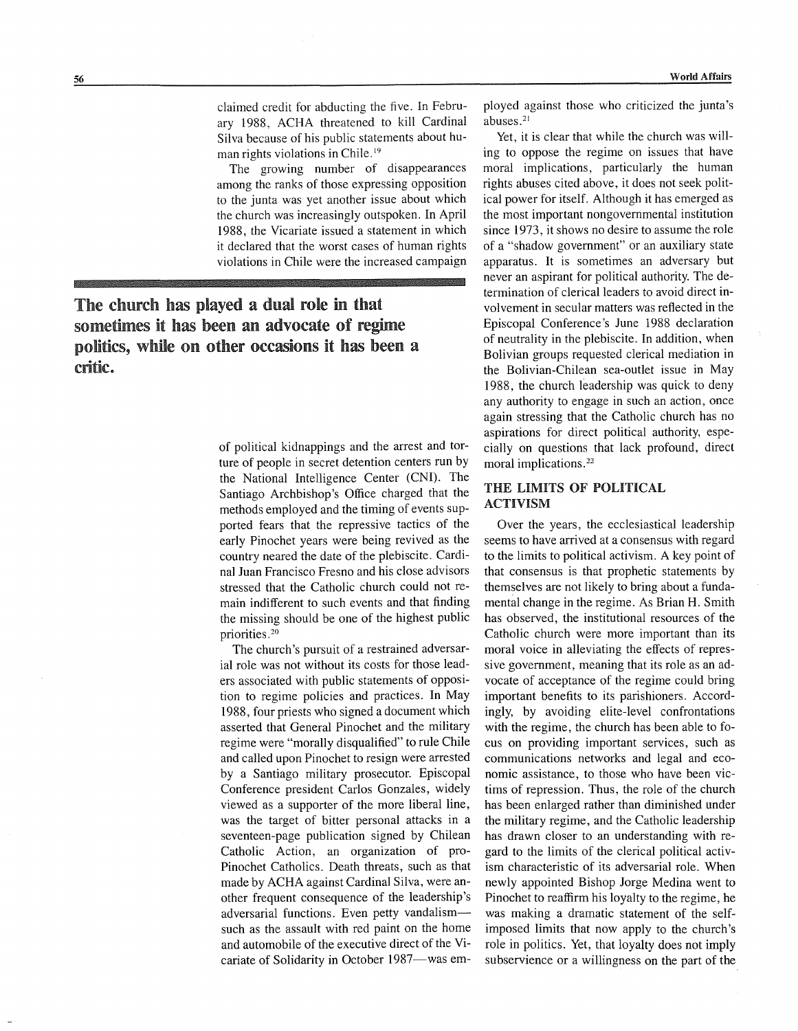claimed credit for abducting the five. In February 1988, ACHA threatened to kill Cardinal Silva because of his public statements about human rights violations in Chile.[19]

The growing number of disappearances among the ranks of those expressing opposition to the junta was yet another issue about which the church was increasingly outspoken. In April 1988, the Vicariate issued a statement in which it declared that the worst cases of human rights violations in Chile were the increased campaign of political kidnappings and the arrest and torture of people in secret detention centers run by the National Intelligence Center (CNI). The Santiago Archbishop's Office charged that the methods employed and the timing of events supported fears that the repressive tactics of the early Pinochet years were being revived as the country neared the date of the plebiscite. Cardinal Juan Francisco Fresno and his close advisors stressed that the Catholic church could not remain indifferent to such events and that finding the missing should be one of the highest public priorities.[20]

**The church has played a dual role in that sometimes it has been an advocate of regime politics, while on other occasions it has been a critic.**

The church's pursuit of a restrained adversarial role was not without its costs for those leaders associated with public statements of opposition to regime policies and practices. In May 1988, four priests who signed a document which asserted that General Pinochet and the military regime were "morally disqualified" to rule Chile and called upon Pinochet to resign were arrested by a Santiago military prosecutor. Episcopal Conference president Carlos Gonzales, widely viewed as a supporter of the more liberal line, was the target of bitter personal attacks in a seventeen-page publication signed by Chilean Catholic Action, an organization of pro-Pinochet Catholics. Death threats, such as that made by ACHA against Cardinal Silva, were another frequent consequence of the leadership's adversarial functions. Even petty vandalism—such as the assault with red paint on the home and automobile of the executive direct of the Vicariate of Solidarity in October 1987—was employed against those who criticized the junta's abuses.[21]

Yet, it is clear that while the church was willing to oppose the regime on issues that have moral implications, particularly the human rights abuses cited above, it does not seek political power for itself. Although it has emerged as the most important nongovernmental institution since 1973, it shows no desire to assume the role of a "shadow government" or an auxiliary state apparatus. It is sometimes an adversary but never an aspirant for political authority. The determination of clerical leaders to avoid direct involvement in secular matters was reflected in the Episcopal Conference's June 1988 declaration of neutrality in the plebiscite. In addition, when Bolivian groups requested clerical mediation in the Bolivian-Chilean sea-outlet issue in May 1988, the church leadership was quick to deny any authority to engage in such an action, once again stressing that the Catholic church has no aspirations for direct political authority, especially on questions that lack profound, direct moral implications.[22]

## THE LIMITS OF POLITICAL ACTIVISM

Over the years, the ecclesiastical leadership seems to have arrived at a consensus with regard to the limits to political activism. A key point of that consensus is that prophetic statements by themselves are not likely to bring about a fundamental change in the regime. As Brian H. Smith has observed, the institutional resources of the Catholic church were more important than its moral voice in alleviating the effects of repressive government, meaning that its role as an advocate of acceptance of the regime could bring important benefits to its parishioners. Accordingly, by avoiding elite-level confrontations with the regime, the church has been able to focus on providing important services, such as communications networks and legal and economic assistance, to those who have been victims of repression. Thus, the role of the church has been enlarged rather than diminished under the military regime, and the Catholic leadership has drawn closer to an understanding with regard to the limits of the clerical political activism characteristic of its adversarial role. When newly appointed Bishop Jorge Medina went to Pinochet to reaffirm his loyalty to the regime, he was making a dramatic statement of the self-imposed limits that now apply to the church's role in politics. Yet, that loyalty does not imply subservience or a willingness on the part of the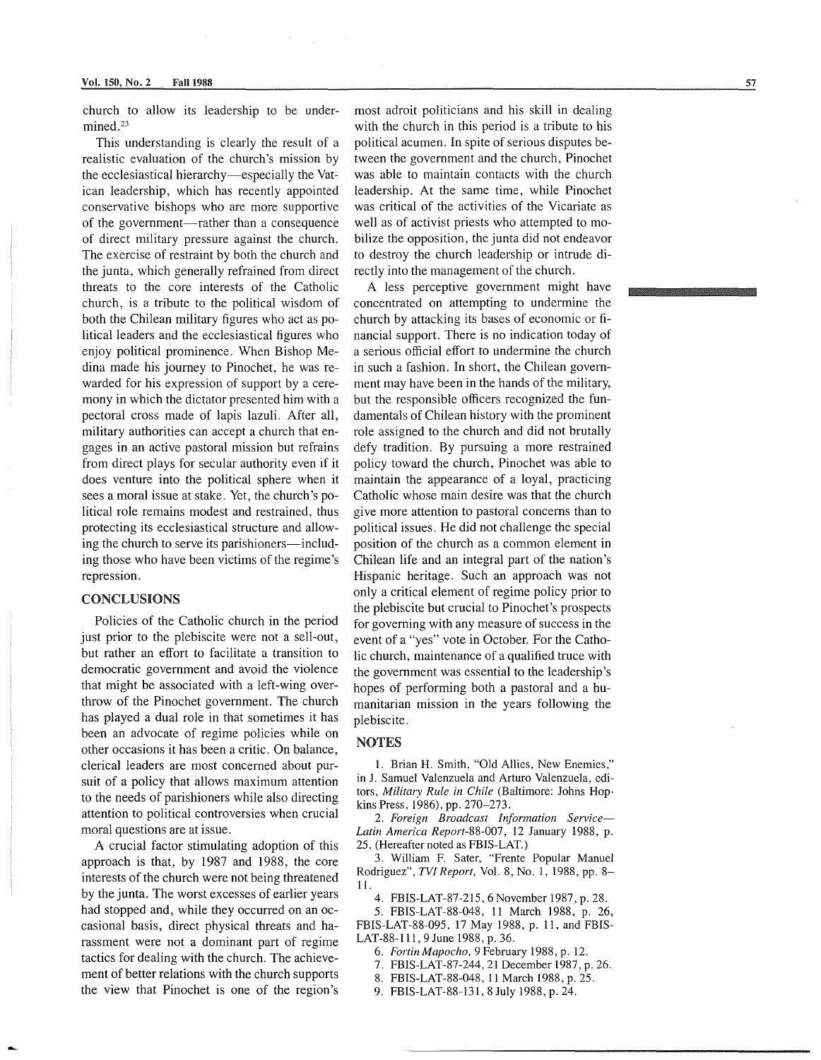church to allow its leadership to be undermined.[23]

This understanding is clearly the result of a realistic evaluation of the church's mission by the ecclesiastical hierarchy—especially the Vatican leadership, which has recently appointed conservative bishops who are more supportive of the government—rather than a consequence of direct military pressure against the church. The exercise of restraint by both the church and the junta, which generally refrained from direct threats to the core interests of the Catholic church, is a tribute to the political wisdom of both the Chilean military figures who act as political leaders and the ecclesiastical figures who enjoy political prominence. When Bishop Medina made his journey to Pinochet, he was rewarded for his expression of support by a ceremony in which the dictator presented him with a pectoral cross made of lapis lazuli. After all, military authorities can accept a church that engages in an active pastoral mission but refrains from direct plays for secular authority even if it does venture into the political sphere when it sees a moral issue at stake. Yet, the church's political role remains modest and restrained, thus protecting its ecclesiastical structure and allowing the church to serve its parishioners—including those who have been victims of the regime's repression.

## CONCLUSIONS

Policies of the Catholic church in the period just prior to the plebiscite were not a sell-out, but rather an effort to facilitate a transition to democratic government and avoid the violence that might be associated with a left-wing overthrow of the Pinochet government. The church has played a dual role in that sometimes it has been an advocate of regime policies while on other occasions it has been a critic. On balance, clerical leaders are most concerned about pursuit of a policy that allows maximum attention to the needs of parishioners while also directing attention to political controversies when crucial moral questions are at issue.

A crucial factor stimulating adoption of this approach is that, by 1987 and 1988, the core interests of the church were not being threatened by the junta. The worst excesses of earlier years had stopped and, while they occurred on an occasional basis, direct physical threats and harassment were not a dominant part of regime tactics for dealing with the church. The achievement of better relations with the church supports the view that Pinochet is one of the region's most adroit politicians and his skill in dealing with the church in this period is a tribute to his political acumen. In spite of serious disputes between the government and the church, Pinochet was able to maintain contacts with the church leadership. At the same time, while Pinochet was critical of the activities of the Vicariate as well as of activist priests who attempted to mobilize the opposition, the junta did not endeavor to destroy the church leadership or intrude directly into the management of the church.

A less perceptive government might have concentrated on attempting to undermine the church by attacking its bases of economic or financial support. There is no indication today of a serious official effort to undermine the church in such a fashion. In short, the Chilean government may have been in the hands of the military, but the responsible officers recognized the fundamentals of Chilean history with the prominent role assigned to the church and did not brutally defy tradition. By pursuing a more restrained policy toward the church, Pinochet was able to maintain the appearance of a loyal, practicing Catholic whose main desire was that the church give more attention to pastoral concerns than to political issues. He did not challenge the special position of the church as a common element in Chilean life and an integral part of the nation's Hispanic heritage. Such an approach was not only a critical element of regime policy prior to the plebiscite but crucial to Pinochet's prospects for governing with any measure of success in the event of a "yes" vote in October. For the Catholic church, maintenance of a qualified truce with the government was essential to the leadership's hopes of performing both a pastoral and a humanitarian mission in the years following the plebiscite.

## NOTES

1. Brian H. Smith, "Old Allies, New Enemies," in J. Samuel Valenzuela and Arturo Valenzuela, editors, *Military Rule in Chile* (Baltimore: Johns Hopkins Press, 1986), pp. 270–273.
2. *Foreign Broadcast Information Service—Latin America Report*-88-007, 12 January 1988, p. 25. (Hereafter noted as FBIS-LAT.)
3. William F. Sater, "Frente Popular Manuel Rodriguez", *TVI Report*, Vol. 8, No. 1, 1988, pp. 8–11.
4. FBIS-LAT-87-215, 6 November 1987, p. 28.
5. FBIS-LAT-88-048, 11 March 1988, p. 26, FBIS-LAT-88-095, 17 May 1988, p. 11, and FBIS-LAT-88-111, 9 June 1988, p. 36.
6. *Fortin Mapocho*, 9 February 1988, p. 12.
7. FBIS-LAT-87-244, 21 December 1987, p. 26.
8. FBIS-LAT-88-048, 11 March 1988, p. 25.
9. FBIS-LAT-88-131, 8 July 1988, p. 24.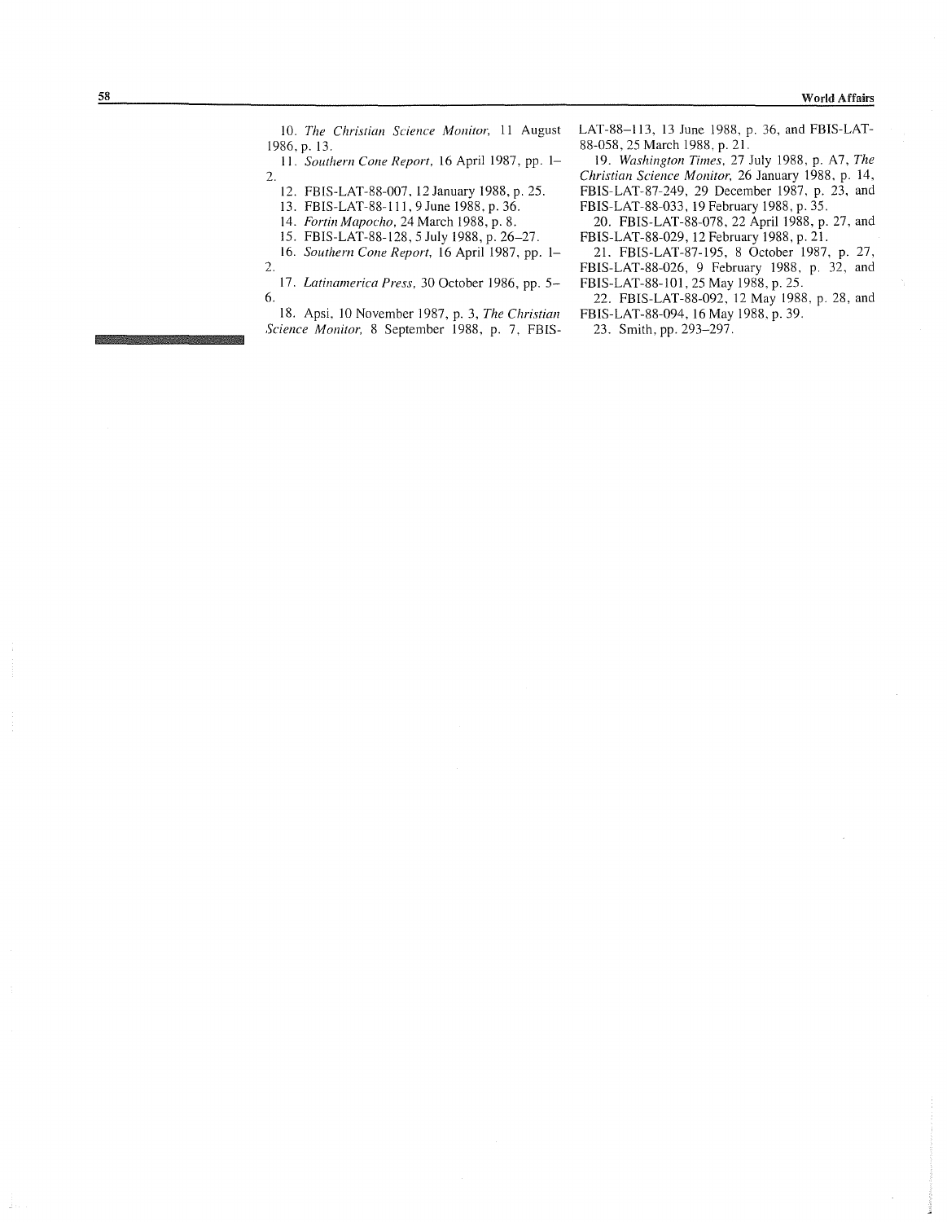10. *The Christian Science Monitor,* 11 August 1986, p. 13.

11. *Southern Cone Report,* 16 April 1987, pp. 1–2.

12. FBIS-LAT-88-007, 12 January 1988, p. 25.

13. FBIS-LAT-88-111, 9 June 1988, p. 36.

14. *Fortin Mapocho,* 24 March 1988, p. 8.

15. FBIS-LAT-88-128, 5 July 1988, p. 26–27.

16. *Southern Cone Report,* 16 April 1987, pp. 1–2.

17. *Latinamerica Press,* 30 October 1986, pp. 5–6.

18. Apsi, 10 November 1987, p. 3, *The Christian Science Monitor,* 8 September 1988, p. 7, FBIS-LAT-88–113, 13 June 1988, p. 36, and FBIS-LAT-88-058, 25 March 1988, p. 21.

19. *Washington Times,* 27 July 1988, p. A7, *The Christian Science Monitor,* 26 January 1988, p. 14, FBIS-LAT-87-249, 29 December 1987, p. 23, and FBIS-LAT-88-033, 19 February 1988, p. 35.

20. FBIS-LAT-88-078, 22 April 1988, p. 27, and FBIS-LAT-88-029, 12 February 1988, p. 21.

21. FBIS-LAT-87-195, 8 October 1987, p. 27, FBIS-LAT-88-026, 9 February 1988, p. 32, and FBIS-LAT-88-101, 25 May 1988, p. 25.

22. FBIS-LAT-88-092, 12 May 1988, p. 28, and FBIS-LAT-88-094, 16 May 1988, p. 39.

23. Smith, pp. 293–297.